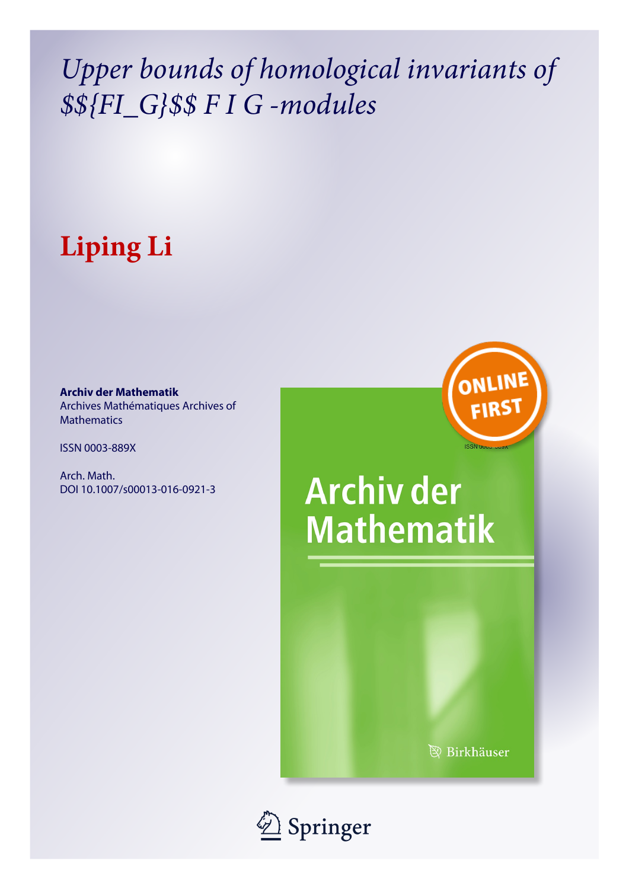# *Upper bounds of homological invariants of $${FI_G}$$ F I G -modules*

## Liping Li

**Archiv der Mathematik**
Archives Mathématiques Archives of Mathematics

ISSN 0003-889X

Arch. Math.
DOI 10.1007/s00013-016-0921-3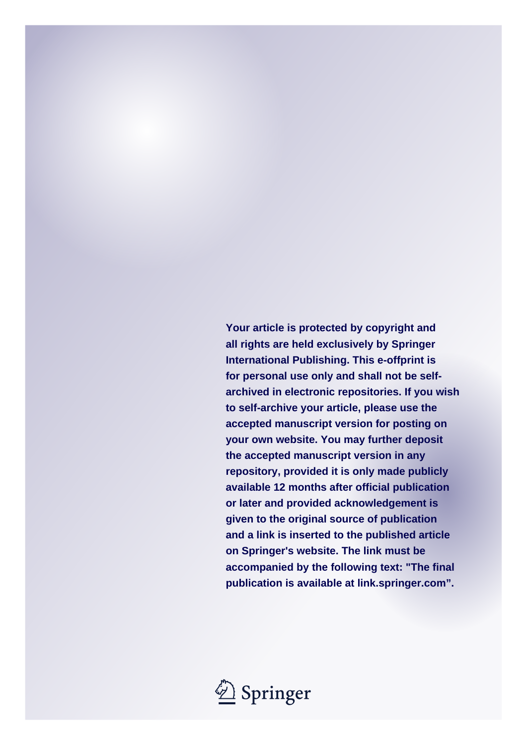**Your article is protected by copyright and all rights are held exclusively by Springer International Publishing. This e-offprint is for personal use only and shall not be self-archived in electronic repositories. If you wish to self-archive your article, please use the accepted manuscript version for posting on your own website. You may further deposit the accepted manuscript version in any repository, provided it is only made publicly available 12 months after official publication or later and provided acknowledgement is given to the original source of publication and a link is inserted to the published article on Springer's website. The link must be accompanied by the following text: "The final publication is available at link.springer.com".**

Springer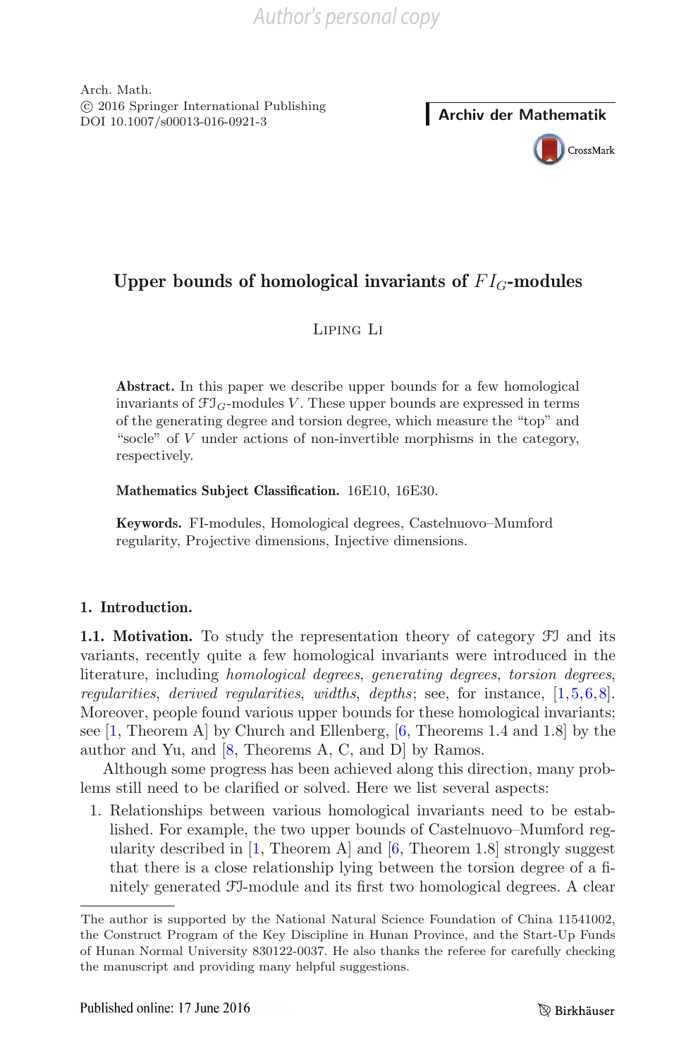Arch. Math.
© 2016 Springer International Publishing
DOI 10.1007/s00013-016-0921-3

**Archiv der Mathematik**

# Upper bounds of homological invariants of $FI_G$-modules

Liping Li

**Abstract.** In this paper we describe upper bounds for a few homological invariants of $\mathfrak{FI}_G$-modules $V$. These upper bounds are expressed in terms of the generating degree and torsion degree, which measure the "top" and "socle" of $V$ under actions of non-invertible morphisms in the category, respectively.

**Mathematics Subject Classification.** 16E10, 16E30.

**Keywords.** FI-modules, Homological degrees, Castelnuovo–Mumford regularity, Projective dimensions, Injective dimensions.

## 1. Introduction.

**1.1. Motivation.** To study the representation theory of category $\mathfrak{FI}$ and its variants, recently quite a few homological invariants were introduced in the literature, including *homological degrees*, *generating degrees*, *torsion degrees*, *regularities*, *derived regularities*, *widths*, *depths*; see, for instance, [1,5,6,8]. Moreover, people found various upper bounds for these homological invariants; see [1, Theorem A] by Church and Ellenberg, [6, Theorems 1.4 and 1.8] by the author and Yu, and [8, Theorems A, C, and D] by Ramos.

Although some progress has been achieved along this direction, many problems still need to be clarified or solved. Here we list several aspects:

1. Relationships between various homological invariants need to be established. For example, the two upper bounds of Castelnuovo–Mumford regularity described in [1, Theorem A] and [6, Theorem 1.8] strongly suggest that there is a close relationship lying between the torsion degree of a finitely generated $\mathfrak{FI}$-module and its first two homological degrees. A clear

---

The author is supported by the National Natural Science Foundation of China 11541002, the Construct Program of the Key Discipline in Hunan Province, and the Start-Up Funds of Hunan Normal University 830122-0037. He also thanks the referee for carefully checking the manuscript and providing many helpful suggestions.

Published online: 17 June 2016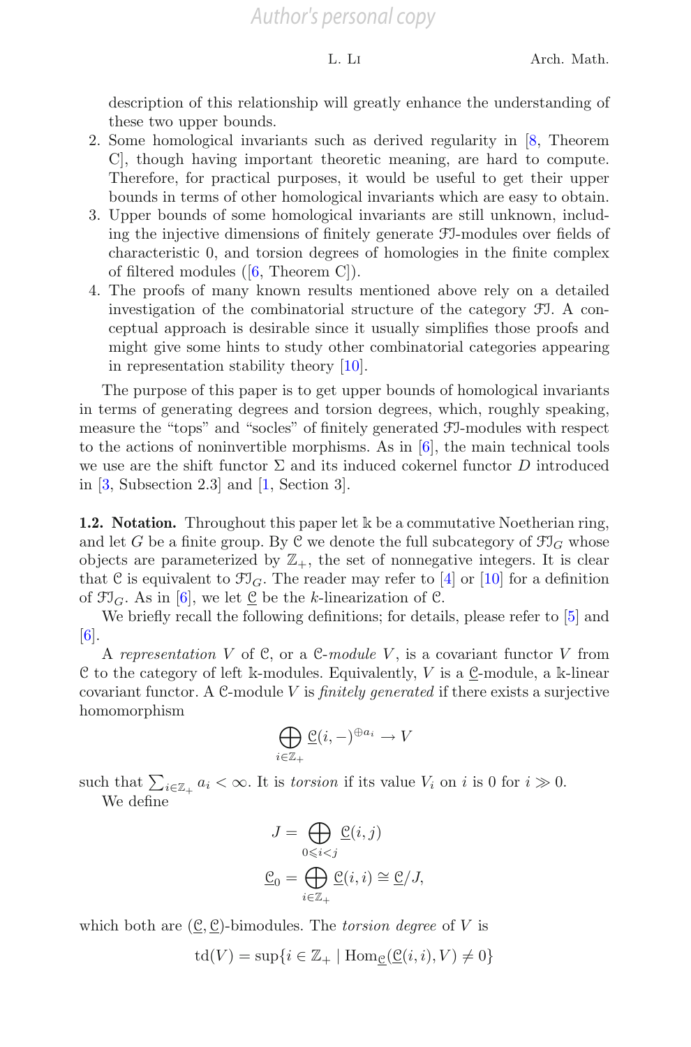description of this relationship will greatly enhance the understanding of these two upper bounds.
2. Some homological invariants such as derived regularity in [8, Theorem C], though having important theoretic meaning, are hard to compute. Therefore, for practical purposes, it would be useful to get their upper bounds in terms of other homological invariants which are easy to obtain.
3. Upper bounds of some homological invariants are still unknown, including the injective dimensions of finitely generate $\mathcal{FI}$-modules over fields of characteristic 0, and torsion degrees of homologies in the finite complex of filtered modules ([6, Theorem C]).
4. The proofs of many known results mentioned above rely on a detailed investigation of the combinatorial structure of the category $\mathcal{FI}$. A conceptual approach is desirable since it usually simplifies those proofs and might give some hints to study other combinatorial categories appearing in representation stability theory [10].

The purpose of this paper is to get upper bounds of homological invariants in terms of generating degrees and torsion degrees, which, roughly speaking, measure the "tops" and "socles" of finitely generated $\mathcal{FI}$-modules with respect to the actions of noninvertible morphisms. As in [6], the main technical tools we use are the shift functor $\Sigma$ and its induced cokernel functor $D$ introduced in [3, Subsection 2.3] and [1, Section 3].

**1.2. Notation.** Throughout this paper let $\Bbbk$ be a commutative Noetherian ring, and let $G$ be a finite group. By $\mathcal{C}$ we denote the full subcategory of $\mathcal{FI}_G$ whose objects are parameterized by $\mathbb{Z}_+$, the set of nonnegative integers. It is clear that $\mathcal{C}$ is equivalent to $\mathcal{FI}_G$. The reader may refer to [4] or [10] for a definition of $\mathcal{FI}_G$. As in [6], we let $\underline{\mathcal{C}}$ be the $k$-linearization of $\mathcal{C}$.

We briefly recall the following definitions; for details, please refer to [5] and [6].

A *representation* $V$ of $\mathcal{C}$, or a $\mathcal{C}$-*module* $V$, is a covariant functor $V$ from $\mathcal{C}$ to the category of left $\Bbbk$-modules. Equivalently, $V$ is a $\underline{\mathcal{C}}$-module, a $\Bbbk$-linear covariant functor. A $\mathcal{C}$-module $V$ is *finitely generated* if there exists a surjective homomorphism

$$\bigoplus_{i \in \mathbb{Z}_+} \underline{\mathcal{C}}(i, -)^{\oplus a_i} \to V$$

such that $\sum_{i \in \mathbb{Z}_+} a_i < \infty$. It is *torsion* if its value $V_i$ on $i$ is 0 for $i \gg 0$.

We define

$$J = \bigoplus_{0 \leqslant i < j} \underline{\mathcal{C}}(i, j)$$

$$\underline{\mathcal{C}}_0 = \bigoplus_{i \in \mathbb{Z}_+} \underline{\mathcal{C}}(i, i) \cong \underline{\mathcal{C}}/J,$$

which both are $(\underline{\mathcal{C}}, \underline{\mathcal{C}})$-bimodules. The *torsion degree* of $V$ is

$$\operatorname{td}(V) = \sup\{i \in \mathbb{Z}_+ \mid \operatorname{Hom}_{\underline{\mathcal{C}}}(\underline{\mathcal{C}}(i, i), V) \neq 0\}$$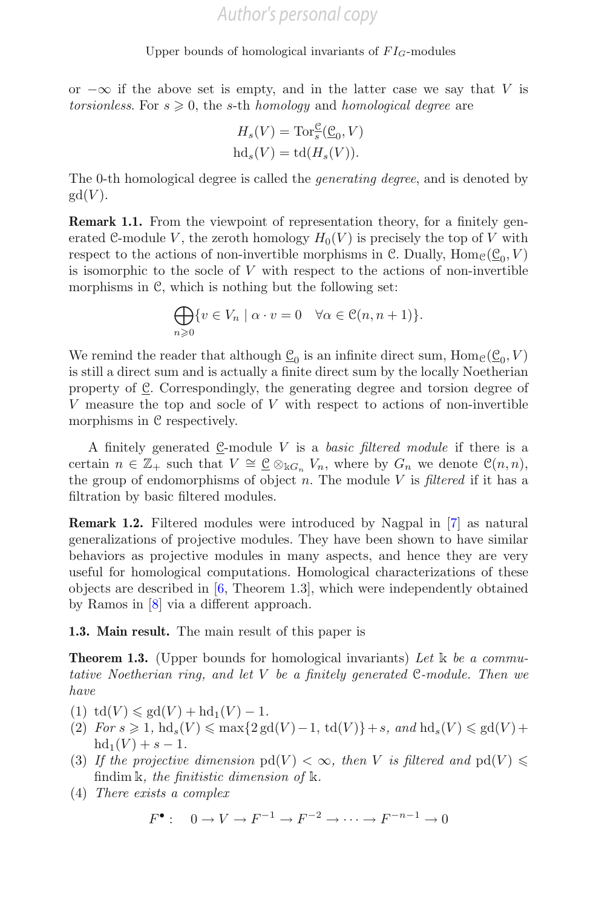or $-\infty$ if the above set is empty, and in the latter case we say that $V$ is *torsionless*. For $s \geqslant 0$, the $s$-th *homology* and *homological degree* are

$$H_s(V) = \mathrm{Tor}_s^{\mathcal{C}}(\underline{\mathcal{C}}_0, V)$$
$$\mathrm{hd}_s(V) = \mathrm{td}(H_s(V)).$$

The 0-th homological degree is called the *generating degree*, and is denoted by $\mathrm{gd}(V)$.

**Remark 1.1.** From the viewpoint of representation theory, for a finitely generated $\mathcal{C}$-module $V$, the zeroth homology $H_0(V)$ is precisely the top of $V$ with respect to the actions of non-invertible morphisms in $\mathcal{C}$. Dually, $\mathrm{Hom}_{\mathcal{C}}(\underline{\mathcal{C}}_0, V)$ is isomorphic to the socle of $V$ with respect to the actions of non-invertible morphisms in $\mathcal{C}$, which is nothing but the following set:

$$\bigoplus_{n \geqslant 0} \{v \in V_n \mid \alpha \cdot v = 0 \quad \forall \alpha \in \mathcal{C}(n, n+1)\}.$$

We remind the reader that although $\underline{\mathcal{C}}_0$ is an infinite direct sum, $\mathrm{Hom}_{\mathcal{C}}(\underline{\mathcal{C}}_0, V)$ is still a direct sum and is actually a finite direct sum by the locally Noetherian property of $\underline{\mathcal{C}}$. Correspondingly, the generating degree and torsion degree of $V$ measure the top and socle of $V$ with respect to actions of non-invertible morphisms in $\mathcal{C}$ respectively.

A finitely generated $\underline{\mathcal{C}}$-module $V$ is a *basic filtered module* if there is a certain $n \in \mathbb{Z}_+$ such that $V \cong \underline{\mathcal{C}} \otimes_{\Bbbk G_n} V_n$, where by $G_n$ we denote $\mathcal{C}(n, n)$, the group of endomorphisms of object $n$. The module $V$ is *filtered* if it has a filtration by basic filtered modules.

**Remark 1.2.** Filtered modules were introduced by Nagpal in [7] as natural generalizations of projective modules. They have been shown to have similar behaviors as projective modules in many aspects, and hence they are very useful for homological computations. Homological characterizations of these objects are described in [6, Theorem 1.3], which were independently obtained by Ramos in [8] via a different approach.

**1.3. Main result.** The main result of this paper is

**Theorem 1.3.** (Upper bounds for homological invariants) *Let $\Bbbk$ be a commutative Noetherian ring, and let $V$ be a finitely generated $\mathcal{C}$-module. Then we have*

(1) $\mathrm{td}(V) \leqslant \mathrm{gd}(V) + \mathrm{hd}_1(V) - 1$.
(2) *For $s \geqslant 1$, $\mathrm{hd}_s(V) \leqslant \max\{2\,\mathrm{gd}(V) - 1,\, \mathrm{td}(V)\} + s$, and $\mathrm{hd}_s(V) \leqslant \mathrm{gd}(V) + \mathrm{hd}_1(V) + s - 1$.*
(3) *If the projective dimension $\mathrm{pd}(V) < \infty$, then $V$ is filtered and $\mathrm{pd}(V) \leqslant \mathrm{findim}\,\Bbbk$, the finitistic dimension of $\Bbbk$.*
(4) *There exists a complex*

$$F^{\bullet}: \quad 0 \to V \to F^{-1} \to F^{-2} \to \cdots \to F^{-n-1} \to 0$$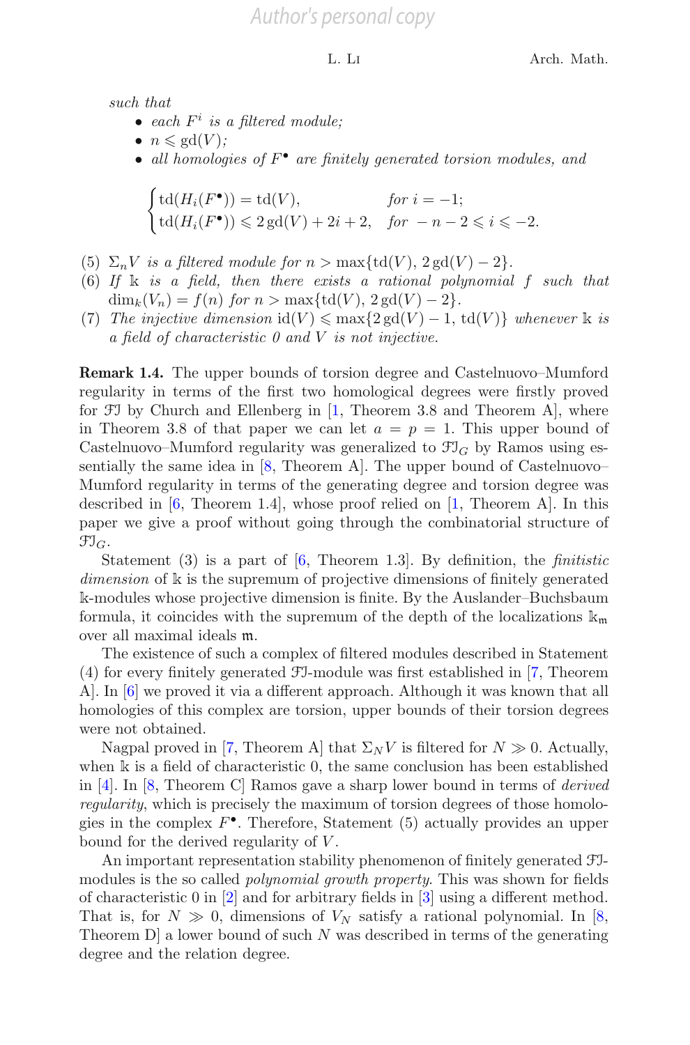*such that*

- *each $F^i$ is a filtered module;*
- $n \leqslant \mathrm{gd}(V)$*;*
- *all homologies of $F^\bullet$ are finitely generated torsion modules, and*

$$\begin{cases} \mathrm{td}(H_i(F^\bullet)) = \mathrm{td}(V), & \text{for } i = -1; \\ \mathrm{td}(H_i(F^\bullet)) \leqslant 2\,\mathrm{gd}(V) + 2i + 2, & \text{for } -n-2 \leqslant i \leqslant -2. \end{cases}$$

(5) *$\Sigma_n V$ is a filtered module for $n > \max\{\mathrm{td}(V), 2\,\mathrm{gd}(V) - 2\}$.*

(6) *If $\Bbbk$ is a field, then there exists a rational polynomial $f$ such that $\dim_k(V_n) = f(n)$ for $n > \max\{\mathrm{td}(V), 2\,\mathrm{gd}(V) - 2\}$.*

(7) *The injective dimension $\mathrm{id}(V) \leqslant \max\{2\,\mathrm{gd}(V) - 1, \mathrm{td}(V)\}$ whenever $\Bbbk$ is a field of characteristic 0 and $V$ is not injective.*

**Remark 1.4.** The upper bounds of torsion degree and Castelnuovo–Mumford regularity in terms of the first two homological degrees were firstly proved for $\mathcal{FI}$ by Church and Ellenberg in [1, Theorem 3.8 and Theorem A], where in Theorem 3.8 of that paper we can let $a = p = 1$. This upper bound of Castelnuovo–Mumford regularity was generalized to $\mathcal{FI}_G$ by Ramos using essentially the same idea in [8, Theorem A]. The upper bound of Castelnuovo–Mumford regularity in terms of the generating degree and torsion degree was described in [6, Theorem 1.4], whose proof relied on [1, Theorem A]. In this paper we give a proof without going through the combinatorial structure of $\mathcal{FI}_G$.

Statement (3) is a part of [6, Theorem 1.3]. By definition, the *finitistic dimension* of $\Bbbk$ is the supremum of projective dimensions of finitely generated $\Bbbk$-modules whose projective dimension is finite. By the Auslander–Buchsbaum formula, it coincides with the supremum of the depth of the localizations $\Bbbk_{\mathfrak{m}}$ over all maximal ideals $\mathfrak{m}$.

The existence of such a complex of filtered modules described in Statement (4) for every finitely generated $\mathcal{FI}$-module was first established in [7, Theorem A]. In [6] we proved it via a different approach. Although it was known that all homologies of this complex are torsion, upper bounds of their torsion degrees were not obtained.

Nagpal proved in [7, Theorem A] that $\Sigma_N V$ is filtered for $N \gg 0$. Actually, when $\Bbbk$ is a field of characteristic 0, the same conclusion has been established in [4]. In [8, Theorem C] Ramos gave a sharp lower bound in terms of *derived regularity*, which is precisely the maximum of torsion degrees of those homologies in the complex $F^\bullet$. Therefore, Statement (5) actually provides an upper bound for the derived regularity of $V$.

An important representation stability phenomenon of finitely generated $\mathcal{FI}$-modules is the so called *polynomial growth property*. This was shown for fields of characteristic 0 in [2] and for arbitrary fields in [3] using a different method. That is, for $N \gg 0$, dimensions of $V_N$ satisfy a rational polynomial. In [8, Theorem D] a lower bound of such $N$ was described in terms of the generating degree and the relation degree.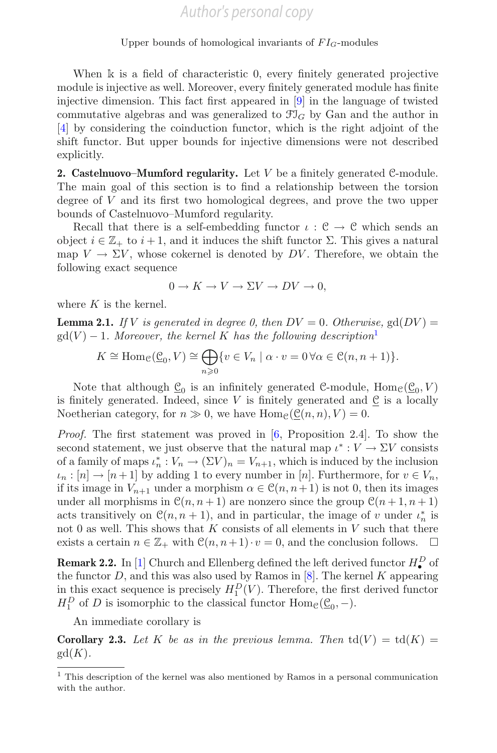When $\Bbbk$ is a field of characteristic 0, every finitely generated projective module is injective as well. Moreover, every finitely generated module has finite injective dimension. This fact first appeared in [9] in the language of twisted commutative algebras and was generalized to $\mathcal{FI}_G$ by Gan and the author in [4] by considering the coinduction functor, which is the right adjoint of the shift functor. But upper bounds for injective dimensions were not described explicitly.

**2. Castelnuovo–Mumford regularity.** Let $V$ be a finitely generated $\mathcal{C}$-module. The main goal of this section is to find a relationship between the torsion degree of $V$ and its first two homological degrees, and prove the two upper bounds of Castelnuovo–Mumford regularity.

Recall that there is a self-embedding functor $\iota : \mathcal{C} \to \mathcal{C}$ which sends an object $i \in \mathbb{Z}_+$ to $i+1$, and it induces the shift functor $\Sigma$. This gives a natural map $V \to \Sigma V$, whose cokernel is denoted by $DV$. Therefore, we obtain the following exact sequence

$$0 \to K \to V \to \Sigma V \to DV \to 0,$$

where $K$ is the kernel.

**Lemma 2.1.** *If $V$ is generated in degree 0, then $DV = 0$. Otherwise, $\mathrm{gd}(DV) = \mathrm{gd}(V) - 1$. Moreover, the kernel $K$ has the following description*[1]

$$K \cong \mathrm{Hom}_{\mathcal{C}}(\underline{\mathcal{C}}_0, V) \cong \bigoplus_{n \geqslant 0} \{v \in V_n \mid \alpha \cdot v = 0 \, \forall \alpha \in \mathcal{C}(n, n+1)\}.$$

Note that although $\underline{\mathcal{C}}_0$ is an infinitely generated $\mathcal{C}$-module, $\mathrm{Hom}_{\mathcal{C}}(\underline{\mathcal{C}}_0, V)$ is finitely generated. Indeed, since $V$ is finitely generated and $\underline{\mathcal{C}}$ is a locally Noetherian category, for $n \gg 0$, we have $\mathrm{Hom}_{\mathcal{C}}(\underline{\mathcal{C}}(n,n), V) = 0$.

*Proof.* The first statement was proved in [6, Proposition 2.4]. To show the second statement, we just observe that the natural map $\iota^* : V \to \Sigma V$ consists of a family of maps $\iota_n^* : V_n \to (\Sigma V)_n = V_{n+1}$, which is induced by the inclusion $\iota_n : [n] \to [n+1]$ by adding 1 to every number in $[n]$. Furthermore, for $v \in V_n$, if its image in $V_{n+1}$ under a morphism $\alpha \in \mathcal{C}(n, n+1)$ is not 0, then its images under all morphisms in $\mathcal{C}(n, n+1)$ are nonzero since the group $\mathcal{C}(n+1, n+1)$ acts transitively on $\mathcal{C}(n, n+1)$, and in particular, the image of $v$ under $\iota_n^*$ is not 0 as well. This shows that $K$ consists of all elements in $V$ such that there exists a certain $n \in \mathbb{Z}_+$ with $\mathcal{C}(n, n+1) \cdot v = 0$, and the conclusion follows. $\square$

**Remark 2.2.** In [1] Church and Ellenberg defined the left derived functor $H_\bullet^D$ of the functor $D$, and this was also used by Ramos in [8]. The kernel $K$ appearing in this exact sequence is precisely $H_1^D(V)$. Therefore, the first derived functor $H_1^D$ of $D$ is isomorphic to the classical functor $\mathrm{Hom}_{\mathcal{C}}(\underline{\mathcal{C}}_0, -)$.

An immediate corollary is

**Corollary 2.3.** *Let $K$ be as in the previous lemma. Then $\mathrm{td}(V) = \mathrm{td}(K) = \mathrm{gd}(K)$.*

---

[1] This description of the kernel was also mentioned by Ramos in a personal communication with the author.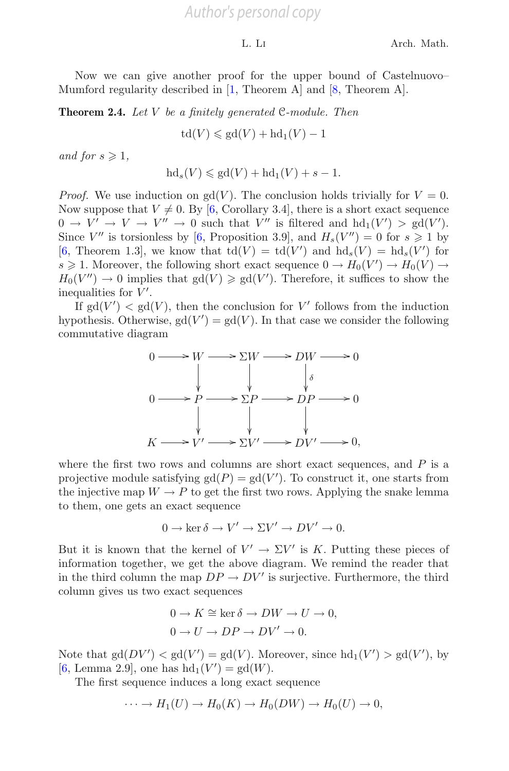Now we can give another proof for the upper bound of Castelnuovo–Mumford regularity described in [1, Theorem A] and [8, Theorem A].

**Theorem 2.4.** *Let $V$ be a finitely generated $\mathcal{C}$-module. Then*

$$\operatorname{td}(V) \leqslant \operatorname{gd}(V) + \operatorname{hd}_1(V) - 1$$

*and for $s \geqslant 1$,*

$$\operatorname{hd}_s(V) \leqslant \operatorname{gd}(V) + \operatorname{hd}_1(V) + s - 1.$$

*Proof.* We use induction on $\operatorname{gd}(V)$. The conclusion holds trivially for $V = 0$. Now suppose that $V \neq 0$. By [6, Corollary 3.4], there is a short exact sequence $0 \to V' \to V \to V'' \to 0$ such that $V''$ is filtered and $\operatorname{hd}_1(V') > \operatorname{gd}(V')$. Since $V''$ is torsionless by [6, Proposition 3.9], and $H_s(V'') = 0$ for $s \geqslant 1$ by [6, Theorem 1.3], we know that $\operatorname{td}(V) = \operatorname{td}(V')$ and $\operatorname{hd}_s(V) = \operatorname{hd}_s(V')$ for $s \geqslant 1$. Moreover, the following short exact sequence $0 \to H_0(V') \to H_0(V) \to H_0(V'') \to 0$ implies that $\operatorname{gd}(V) \geqslant \operatorname{gd}(V')$. Therefore, it suffices to show the inequalities for $V'$.

If $\operatorname{gd}(V') < \operatorname{gd}(V)$, then the conclusion for $V'$ follows from the induction hypothesis. Otherwise, $\operatorname{gd}(V') = \operatorname{gd}(V)$. In that case we consider the following commutative diagram

$$\begin{array}{ccccccccc}
0 & \longrightarrow & W & \longrightarrow & \Sigma W & \longrightarrow & DW & \longrightarrow & 0 \\
 & & \downarrow & & \downarrow & & \downarrow \delta & & \\
0 & \longrightarrow & P & \longrightarrow & \Sigma P & \longrightarrow & DP & \longrightarrow & 0 \\
 & & \downarrow & & \downarrow & & \downarrow & & \\
K & \longrightarrow & V' & \longrightarrow & \Sigma V' & \longrightarrow & DV' & \longrightarrow & 0,
\end{array}$$

where the first two rows and columns are short exact sequences, and $P$ is a projective module satisfying $\operatorname{gd}(P) = \operatorname{gd}(V')$. To construct it, one starts from the injective map $W \to P$ to get the first two rows. Applying the snake lemma to them, one gets an exact sequence

$$0 \to \ker \delta \to V' \to \Sigma V' \to DV' \to 0.$$

But it is known that the kernel of $V' \to \Sigma V'$ is $K$. Putting these pieces of information together, we get the above diagram. We remind the reader that in the third column the map $DP \to DV'$ is surjective. Furthermore, the third column gives us two exact sequences

$$0 \to K \cong \ker \delta \to DW \to U \to 0,$$
$$0 \to U \to DP \to DV' \to 0.$$

Note that $\operatorname{gd}(DV') < \operatorname{gd}(V') = \operatorname{gd}(V)$. Moreover, since $\operatorname{hd}_1(V') > \operatorname{gd}(V')$, by [6, Lemma 2.9], one has $\operatorname{hd}_1(V') = \operatorname{gd}(W)$.

The first sequence induces a long exact sequence

$$\cdots \to H_1(U) \to H_0(K) \to H_0(DW) \to H_0(U) \to 0,$$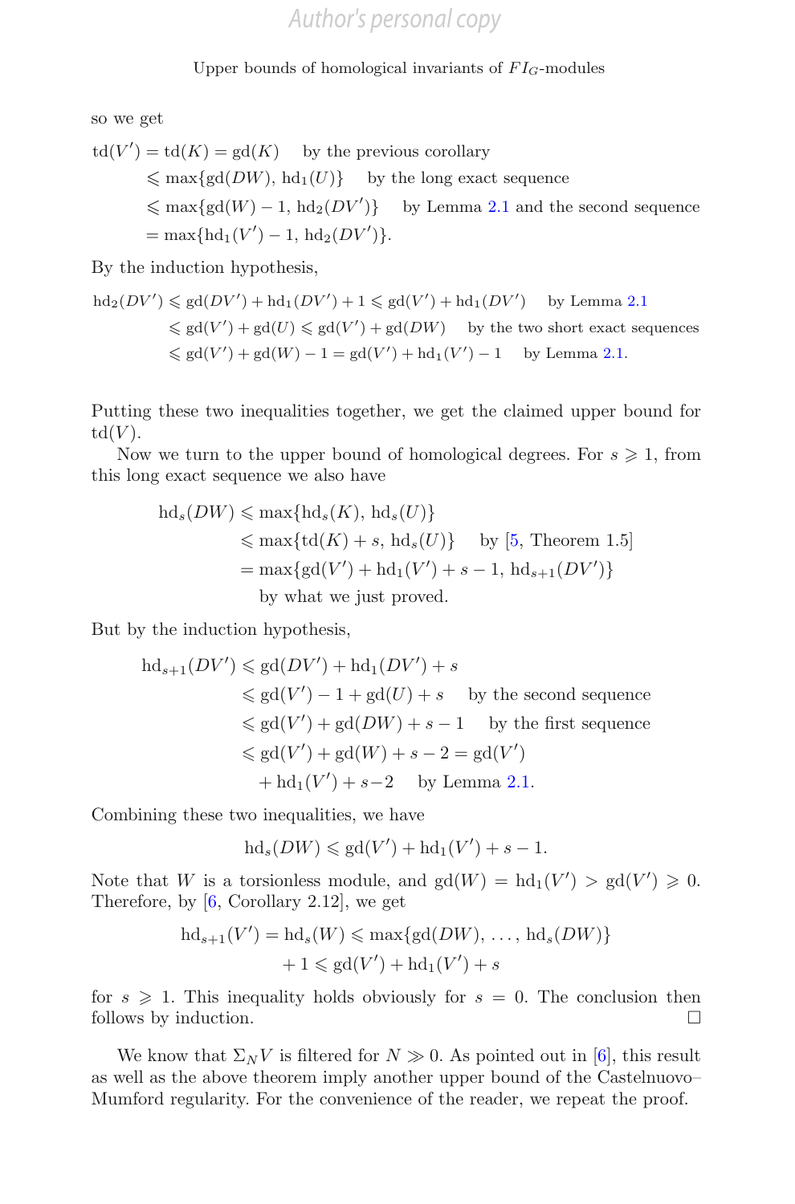so we get

$$
\begin{aligned}
\mathrm{td}(V') = \mathrm{td}(K) = \mathrm{gd}(K) &\quad \text{by the previous corollary}\\
&\leqslant \max\{\mathrm{gd}(DW),\, \mathrm{hd}_1(U)\} \quad \text{by the long exact sequence}\\
&\leqslant \max\{\mathrm{gd}(W) - 1,\, \mathrm{hd}_2(DV')\} \quad \text{by Lemma 2.1 and the second sequence}\\
&= \max\{\mathrm{hd}_1(V') - 1,\, \mathrm{hd}_2(DV')\}.
\end{aligned}
$$

By the induction hypothesis,

$$
\begin{aligned}
\mathrm{hd}_2(DV') &\leqslant \mathrm{gd}(DV') + \mathrm{hd}_1(DV') + 1 \leqslant \mathrm{gd}(V') + \mathrm{hd}_1(DV') \quad \text{by Lemma 2.1}\\
&\leqslant \mathrm{gd}(V') + \mathrm{gd}(U) \leqslant \mathrm{gd}(V') + \mathrm{gd}(DW) \quad \text{by the two short exact sequences}\\
&\leqslant \mathrm{gd}(V') + \mathrm{gd}(W) - 1 = \mathrm{gd}(V') + \mathrm{hd}_1(V') - 1 \quad \text{by Lemma 2.1.}
\end{aligned}
$$

Putting these two inequalities together, we get the claimed upper bound for $\mathrm{td}(V)$.

Now we turn to the upper bound of homological degrees. For $s \geqslant 1$, from this long exact sequence we also have

$$
\begin{aligned}
\mathrm{hd}_s(DW) &\leqslant \max\{\mathrm{hd}_s(K),\, \mathrm{hd}_s(U)\}\\
&\leqslant \max\{\mathrm{td}(K) + s,\, \mathrm{hd}_s(U)\} \quad \text{by [5, Theorem 1.5]}\\
&= \max\{\mathrm{gd}(V') + \mathrm{hd}_1(V') + s - 1,\, \mathrm{hd}_{s+1}(DV')\}\\
&\quad \text{by what we just proved.}
\end{aligned}
$$

But by the induction hypothesis,

$$
\begin{aligned}
\mathrm{hd}_{s+1}(DV') &\leqslant \mathrm{gd}(DV') + \mathrm{hd}_1(DV') + s\\
&\leqslant \mathrm{gd}(V') - 1 + \mathrm{gd}(U) + s \quad \text{by the second sequence}\\
&\leqslant \mathrm{gd}(V') + \mathrm{gd}(DW) + s - 1 \quad \text{by the first sequence}\\
&\leqslant \mathrm{gd}(V') + \mathrm{gd}(W) + s - 2 = \mathrm{gd}(V')\\
&\quad + \mathrm{hd}_1(V') + s - 2 \quad \text{by Lemma 2.1.}
\end{aligned}
$$

Combining these two inequalities, we have

$$
\mathrm{hd}_s(DW) \leqslant \mathrm{gd}(V') + \mathrm{hd}_1(V') + s - 1.
$$

Note that $W$ is a torsionless module, and $\mathrm{gd}(W) = \mathrm{hd}_1(V') > \mathrm{gd}(V') \geqslant 0$. Therefore, by [6, Corollary 2.12], we get

$$
\begin{aligned}
\mathrm{hd}_{s+1}(V') = \mathrm{hd}_s(W) &\leqslant \max\{\mathrm{gd}(DW), \ldots, \mathrm{hd}_s(DW)\}\\
&\quad + 1 \leqslant \mathrm{gd}(V') + \mathrm{hd}_1(V') + s
\end{aligned}
$$

for $s \geqslant 1$. This inequality holds obviously for $s = 0$. The conclusion then follows by induction. □

We know that $\Sigma_N V$ is filtered for $N \gg 0$. As pointed out in [6], this result as well as the above theorem imply another upper bound of the Castelnuovo–Mumford regularity. For the convenience of the reader, we repeat the proof.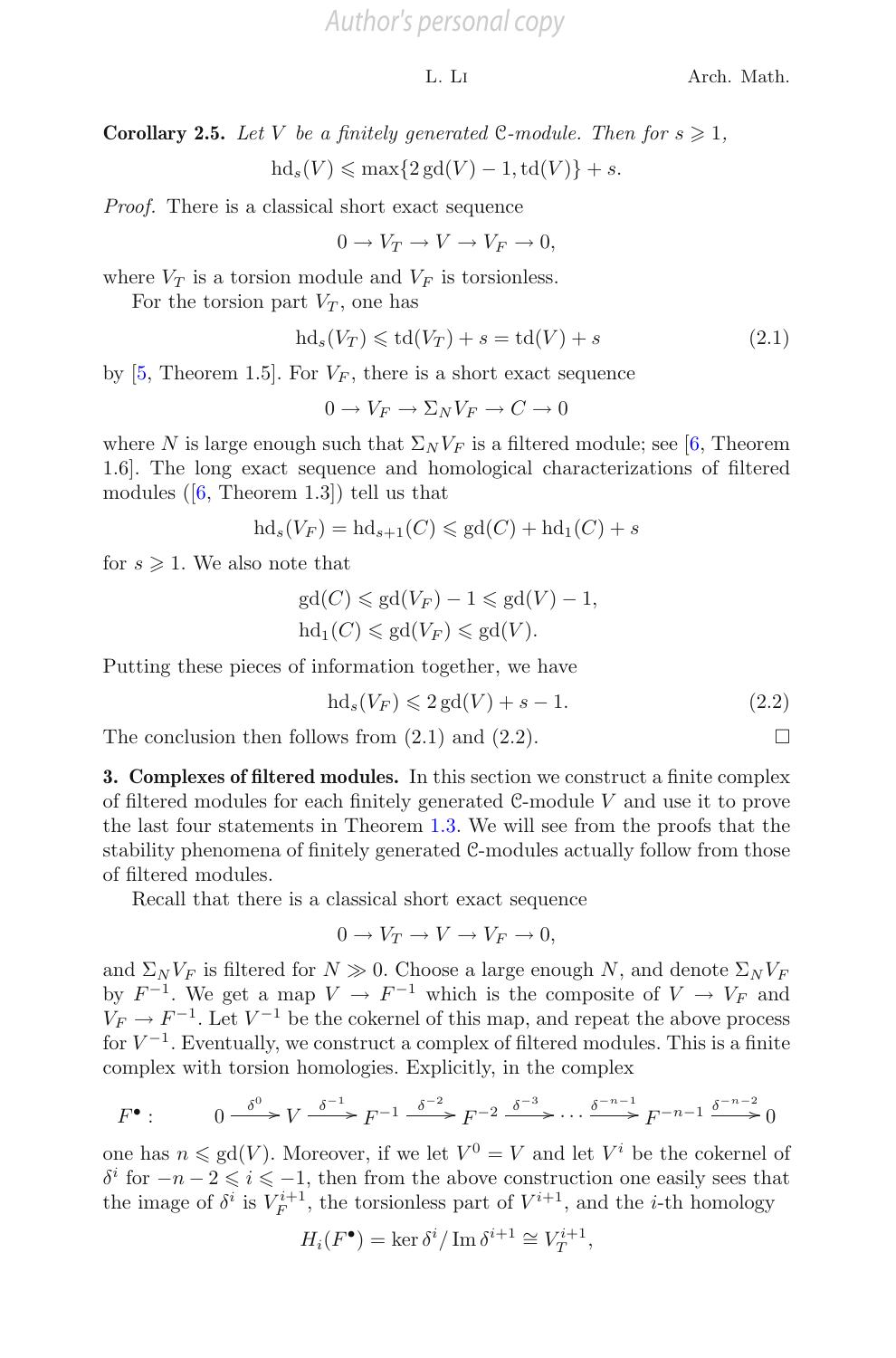**Corollary 2.5.** *Let $V$ be a finitely generated $\mathcal{C}$-module. Then for $s \geqslant 1$,*

$$\operatorname{hd}_s(V) \leqslant \max\{2\operatorname{gd}(V) - 1, \operatorname{td}(V)\} + s.$$

*Proof.* There is a classical short exact sequence

$$0 \to V_T \to V \to V_F \to 0,$$

where $V_T$ is a torsion module and $V_F$ is torsionless.

For the torsion part $V_T$, one has

$$\operatorname{hd}_s(V_T) \leqslant \operatorname{td}(V_T) + s = \operatorname{td}(V) + s \tag{2.1}$$

by [5, Theorem 1.5]. For $V_F$, there is a short exact sequence

$$0 \to V_F \to \Sigma_N V_F \to C \to 0$$

where $N$ is large enough such that $\Sigma_N V_F$ is a filtered module; see [6, Theorem 1.6]. The long exact sequence and homological characterizations of filtered modules ([6, Theorem 1.3]) tell us that

$$\operatorname{hd}_s(V_F) = \operatorname{hd}_{s+1}(C) \leqslant \operatorname{gd}(C) + \operatorname{hd}_1(C) + s$$

for $s \geqslant 1$. We also note that

$$\operatorname{gd}(C) \leqslant \operatorname{gd}(V_F) - 1 \leqslant \operatorname{gd}(V) - 1,$$
$$\operatorname{hd}_1(C) \leqslant \operatorname{gd}(V_F) \leqslant \operatorname{gd}(V).$$

Putting these pieces of information together, we have

$$\operatorname{hd}_s(V_F) \leqslant 2\operatorname{gd}(V) + s - 1. \tag{2.2}$$

The conclusion then follows from (2.1) and (2.2). $\square$

## 3. Complexes of filtered modules.

In this section we construct a finite complex of filtered modules for each finitely generated $\mathcal{C}$-module $V$ and use it to prove the last four statements in Theorem 1.3. We will see from the proofs that the stability phenomena of finitely generated $\mathcal{C}$-modules actually follow from those of filtered modules.

Recall that there is a classical short exact sequence

$$0 \to V_T \to V \to V_F \to 0,$$

and $\Sigma_N V_F$ is filtered for $N \gg 0$. Choose a large enough $N$, and denote $\Sigma_N V_F$ by $F^{-1}$. We get a map $V \to F^{-1}$ which is the composite of $V \to V_F$ and $V_F \to F^{-1}$. Let $V^{-1}$ be the cokernel of this map, and repeat the above process for $V^{-1}$. Eventually, we construct a complex of filtered modules. This is a finite complex with torsion homologies. Explicitly, in the complex

$$F^\bullet: \qquad 0 \xrightarrow{\delta^0} V \xrightarrow{\delta^{-1}} F^{-1} \xrightarrow{\delta^{-2}} F^{-2} \xrightarrow{\delta^{-3}} \cdots \xrightarrow{\delta^{-n-1}} F^{-n-1} \xrightarrow{\delta^{-n-2}} 0$$

one has $n \leqslant \operatorname{gd}(V)$. Moreover, if we let $V^0 = V$ and let $V^i$ be the cokernel of $\delta^i$ for $-n-2 \leqslant i \leqslant -1$, then from the above construction one easily sees that the image of $\delta^i$ is $V_F^{i+1}$, the torsionless part of $V^{i+1}$, and the $i$-th homology

$$H_i(F^\bullet) = \ker \delta^i / \operatorname{Im} \delta^{i+1} \cong V_T^{i+1},$$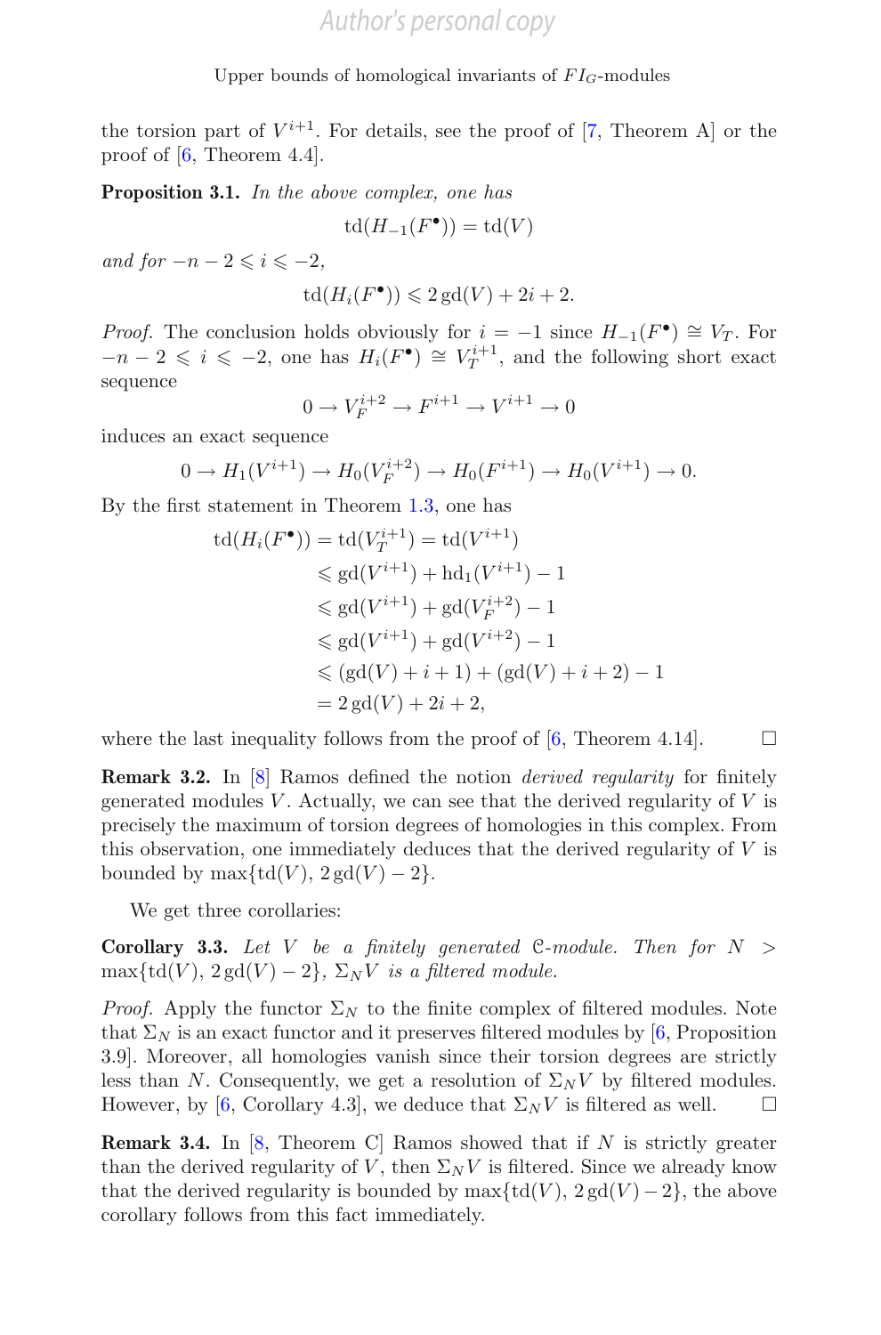the torsion part of $V^{i+1}$. For details, see the proof of [7, Theorem A] or the proof of [6, Theorem 4.4].

**Proposition 3.1.** *In the above complex, one has*

$$\operatorname{td}(H_{-1}(F^{\bullet})) = \operatorname{td}(V)$$

*and for* $-n-2 \leqslant i \leqslant -2$,

$$\operatorname{td}(H_i(F^{\bullet})) \leqslant 2\operatorname{gd}(V) + 2i + 2.$$

*Proof.* The conclusion holds obviously for $i = -1$ since $H_{-1}(F^{\bullet}) \cong V_T$. For $-n-2 \leqslant i \leqslant -2$, one has $H_i(F^{\bullet}) \cong V_T^{i+1}$, and the following short exact sequence

$$0 \to V_F^{i+2} \to F^{i+1} \to V^{i+1} \to 0$$

induces an exact sequence

$$0 \to H_1(V^{i+1}) \to H_0(V_F^{i+2}) \to H_0(F^{i+1}) \to H_0(V^{i+1}) \to 0.$$

By the first statement in Theorem 1.3, one has

$$\begin{aligned}
\operatorname{td}(H_i(F^{\bullet})) &= \operatorname{td}(V_T^{i+1}) = \operatorname{td}(V^{i+1}) \\
&\leqslant \operatorname{gd}(V^{i+1}) + \operatorname{hd}_1(V^{i+1}) - 1 \\
&\leqslant \operatorname{gd}(V^{i+1}) + \operatorname{gd}(V_F^{i+2}) - 1 \\
&\leqslant \operatorname{gd}(V^{i+1}) + \operatorname{gd}(V^{i+2}) - 1 \\
&\leqslant (\operatorname{gd}(V) + i + 1) + (\operatorname{gd}(V) + i + 2) - 1 \\
&= 2\operatorname{gd}(V) + 2i + 2,
\end{aligned}$$

where the last inequality follows from the proof of [6, Theorem 4.14]. □

**Remark 3.2.** In [8] Ramos defined the notion *derived regularity* for finitely generated modules $V$. Actually, we can see that the derived regularity of $V$ is precisely the maximum of torsion degrees of homologies in this complex. From this observation, one immediately deduces that the derived regularity of $V$ is bounded by $\max\{\operatorname{td}(V), 2\operatorname{gd}(V) - 2\}$.

We get three corollaries:

**Corollary 3.3.** *Let $V$ be a finitely generated $\mathcal{C}$-module. Then for $N > \max\{\operatorname{td}(V), 2\operatorname{gd}(V) - 2\}$, $\Sigma_N V$ is a filtered module.*

*Proof.* Apply the functor $\Sigma_N$ to the finite complex of filtered modules. Note that $\Sigma_N$ is an exact functor and it preserves filtered modules by [6, Proposition 3.9]. Moreover, all homologies vanish since their torsion degrees are strictly less than $N$. Consequently, we get a resolution of $\Sigma_N V$ by filtered modules. However, by [6, Corollary 4.3], we deduce that $\Sigma_N V$ is filtered as well. □

**Remark 3.4.** In [8, Theorem C] Ramos showed that if $N$ is strictly greater than the derived regularity of $V$, then $\Sigma_N V$ is filtered. Since we already know that the derived regularity is bounded by $\max\{\operatorname{td}(V), 2\operatorname{gd}(V) - 2\}$, the above corollary follows from this fact immediately.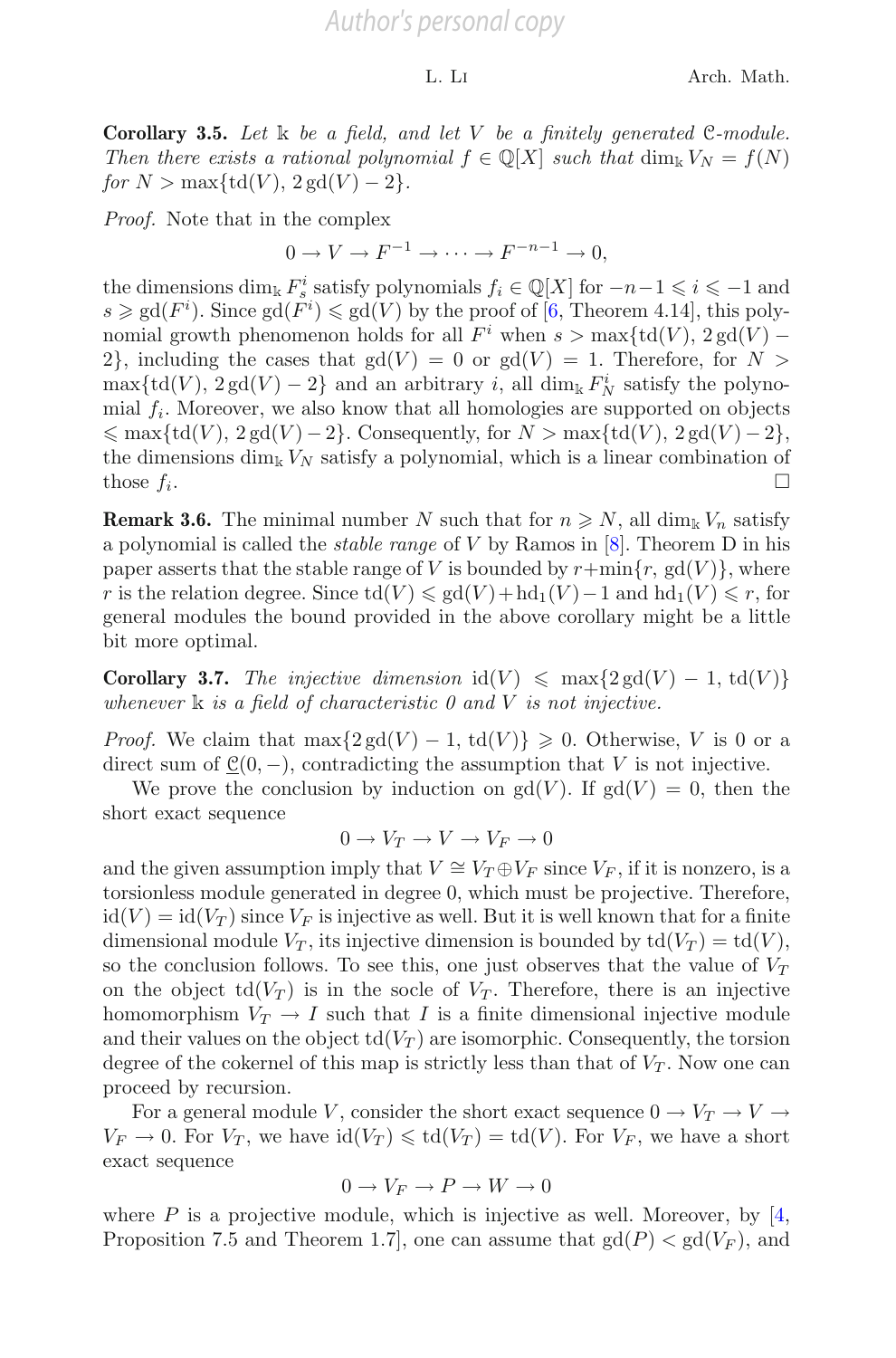**Corollary 3.5.** *Let $\mathbb{k}$ be a field, and let $V$ be a finitely generated $\mathcal{C}$-module. Then there exists a rational polynomial $f \in \mathbb{Q}[X]$ such that $\dim_{\mathbb{k}} V_N = f(N)$ for $N > \max\{\mathrm{td}(V), 2\,\mathrm{gd}(V) - 2\}$.*

*Proof.* Note that in the complex

$$0 \to V \to F^{-1} \to \cdots \to F^{-n-1} \to 0,$$

the dimensions $\dim_{\mathbb{k}} F^i_s$ satisfy polynomials $f_i \in \mathbb{Q}[X]$ for $-n-1 \leqslant i \leqslant -1$ and $s \geqslant \mathrm{gd}(F^i)$. Since $\mathrm{gd}(F^i) \leqslant \mathrm{gd}(V)$ by the proof of [6, Theorem 4.14], this polynomial growth phenomenon holds for all $F^i$ when $s > \max\{\mathrm{td}(V), 2\,\mathrm{gd}(V) - 2\}$, including the cases that $\mathrm{gd}(V) = 0$ or $\mathrm{gd}(V) = 1$. Therefore, for $N > \max\{\mathrm{td}(V), 2\,\mathrm{gd}(V) - 2\}$ and an arbitrary $i$, all $\dim_{\mathbb{k}} F^i_N$ satisfy the polynomial $f_i$. Moreover, we also know that all homologies are supported on objects $\leqslant \max\{\mathrm{td}(V), 2\,\mathrm{gd}(V) - 2\}$. Consequently, for $N > \max\{\mathrm{td}(V), 2\,\mathrm{gd}(V) - 2\}$, the dimensions $\dim_{\mathbb{k}} V_N$ satisfy a polynomial, which is a linear combination of those $f_i$. □

**Remark 3.6.** The minimal number $N$ such that for $n \geqslant N$, all $\dim_{\mathbb{k}} V_n$ satisfy a polynomial is called the *stable range* of $V$ by Ramos in [8]. Theorem D in his paper asserts that the stable range of $V$ is bounded by $r + \min\{r, \mathrm{gd}(V)\}$, where $r$ is the relation degree. Since $\mathrm{td}(V) \leqslant \mathrm{gd}(V) + \mathrm{hd}_1(V) - 1$ and $\mathrm{hd}_1(V) \leqslant r$, for general modules the bound provided in the above corollary might be a little bit more optimal.

**Corollary 3.7.** *The injective dimension $\mathrm{id}(V) \leqslant \max\{2\,\mathrm{gd}(V) - 1, \mathrm{td}(V)\}$ whenever $\mathbb{k}$ is a field of characteristic 0 and $V$ is not injective.*

*Proof.* We claim that $\max\{2\,\mathrm{gd}(V) - 1, \mathrm{td}(V)\} \geqslant 0$. Otherwise, $V$ is 0 or a direct sum of $\underline{\mathcal{C}}(0, -)$, contradicting the assumption that $V$ is not injective.

We prove the conclusion by induction on $\mathrm{gd}(V)$. If $\mathrm{gd}(V) = 0$, then the short exact sequence

$$0 \to V_T \to V \to V_F \to 0$$

and the given assumption imply that $V \cong V_T \oplus V_F$ since $V_F$, if it is nonzero, is a torsionless module generated in degree 0, which must be projective. Therefore, $\mathrm{id}(V) = \mathrm{id}(V_T)$ since $V_F$ is injective as well. But it is well known that for a finite dimensional module $V_T$, its injective dimension is bounded by $\mathrm{td}(V_T) = \mathrm{td}(V)$, so the conclusion follows. To see this, one just observes that the value of $V_T$ on the object $\mathrm{td}(V_T)$ is in the socle of $V_T$. Therefore, there is an injective homomorphism $V_T \to I$ such that $I$ is a finite dimensional injective module and their values on the object $\mathrm{td}(V_T)$ are isomorphic. Consequently, the torsion degree of the cokernel of this map is strictly less than that of $V_T$. Now one can proceed by recursion.

For a general module $V$, consider the short exact sequence $0 \to V_T \to V \to V_F \to 0$. For $V_T$, we have $\mathrm{id}(V_T) \leqslant \mathrm{td}(V_T) = \mathrm{td}(V)$. For $V_F$, we have a short exact sequence

$$0 \to V_F \to P \to W \to 0$$

where $P$ is a projective module, which is injective as well. Moreover, by [4, Proposition 7.5 and Theorem 1.7], one can assume that $\mathrm{gd}(P) < \mathrm{gd}(V_F)$, and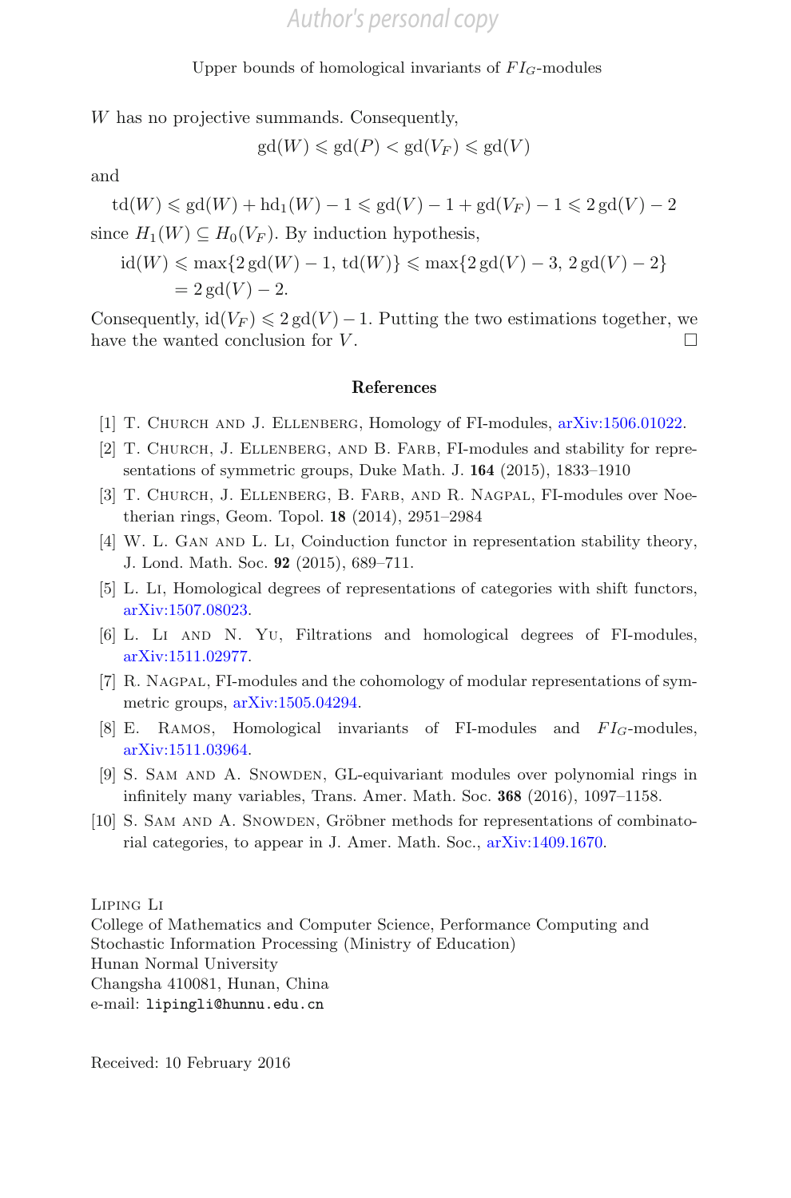$W$ has no projective summands. Consequently,

$$\operatorname{gd}(W) \leqslant \operatorname{gd}(P) < \operatorname{gd}(V_F) \leqslant \operatorname{gd}(V)$$

and

$$\operatorname{td}(W) \leqslant \operatorname{gd}(W) + \operatorname{hd}_1(W) - 1 \leqslant \operatorname{gd}(V) - 1 + \operatorname{gd}(V_F) - 1 \leqslant 2\operatorname{gd}(V) - 2$$

since $H_1(W) \subseteq H_0(V_F)$. By induction hypothesis,

$$\operatorname{id}(W) \leqslant \max\{2\operatorname{gd}(W) - 1,\ \operatorname{td}(W)\} \leqslant \max\{2\operatorname{gd}(V) - 3,\ 2\operatorname{gd}(V) - 2\} = 2\operatorname{gd}(V) - 2.$$

Consequently, $\operatorname{id}(V_F) \leqslant 2\operatorname{gd}(V) - 1$. Putting the two estimations together, we have the wanted conclusion for $V$. □

## References

[1] T. Church and J. Ellenberg, Homology of FI-modules, arXiv:1506.01022.

[2] T. Church, J. Ellenberg, and B. Farb, FI-modules and stability for representations of symmetric groups, Duke Math. J. **164** (2015), 1833–1910

[3] T. Church, J. Ellenberg, B. Farb, and R. Nagpal, FI-modules over Noetherian rings, Geom. Topol. **18** (2014), 2951–2984

[4] W. L. Gan and L. Li, Coinduction functor in representation stability theory, J. Lond. Math. Soc. **92** (2015), 689–711.

[5] L. Li, Homological degrees of representations of categories with shift functors, arXiv:1507.08023.

[6] L. Li and N. Yu, Filtrations and homological degrees of FI-modules, arXiv:1511.02977.

[7] R. Nagpal, FI-modules and the cohomology of modular representations of symmetric groups, arXiv:1505.04294.

[8] E. Ramos, Homological invariants of FI-modules and $FI_G$-modules, arXiv:1511.03964.

[9] S. Sam and A. Snowden, GL-equivariant modules over polynomial rings in infinitely many variables, Trans. Amer. Math. Soc. **368** (2016), 1097–1158.

[10] S. Sam and A. Snowden, Gröbner methods for representations of combinatorial categories, to appear in J. Amer. Math. Soc., arXiv:1409.1670.

Liping Li
College of Mathematics and Computer Science, Performance Computing and Stochastic Information Processing (Ministry of Education)
Hunan Normal University
Changsha 410081, Hunan, China
e-mail: lipingli@hunnu.edu.cn

Received: 10 February 2016